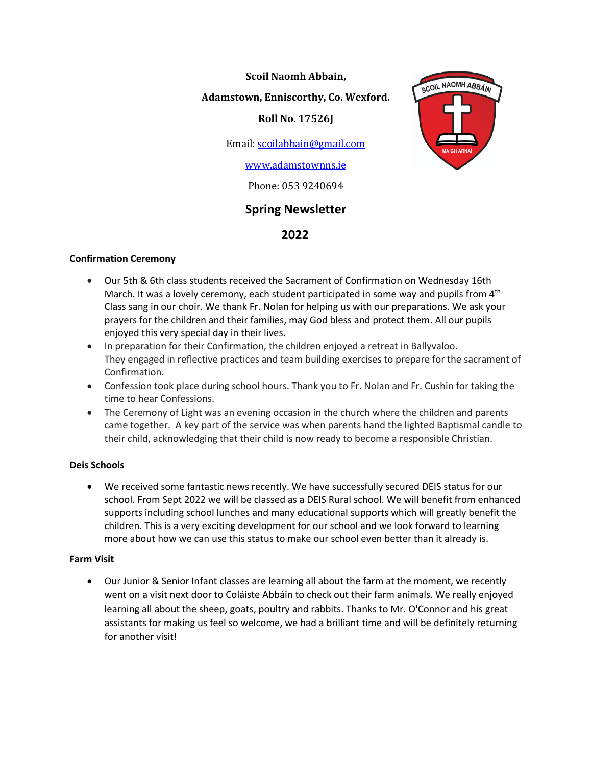**Scoil Naomh Abbain,**

**Adamstown, Enniscorthy, Co. Wexford.**

**Roll No. 17526J**

Email: scoilabbain@gmail.com

www.adamstownns.ie

Phone: 053 9240694

# Spring Newsletter

# 2022

### Confirmation Ceremony

- Our 5th & 6th class students received the Sacrament of Confirmation on Wednesday 16th March. It was a lovely ceremony, each student participated in some way and pupils from 4th Class sang in our choir. We thank Fr. Nolan for helping us with our preparations. We ask your prayers for the children and their families, may God bless and protect them. All our pupils enjoyed this very special day in their lives.
- In preparation for their Confirmation, the children enjoyed a retreat in Ballyvaloo. They engaged in reflective practices and team building exercises to prepare for the sacrament of Confirmation.
- Confession took place during school hours. Thank you to Fr. Nolan and Fr. Cushin for taking the time to hear Confessions.
- The Ceremony of Light was an evening occasion in the church where the children and parents came together. A key part of the service was when parents hand the lighted Baptismal candle to their child, acknowledging that their child is now ready to become a responsible Christian.

### Deis Schools

- We received some fantastic news recently. We have successfully secured DEIS status for our school. From Sept 2022 we will be classed as a DEIS Rural school. We will benefit from enhanced supports including school lunches and many educational supports which will greatly benefit the children. This is a very exciting development for our school and we look forward to learning more about how we can use this status to make our school even better than it already is.

### Farm Visit

- Our Junior & Senior Infant classes are learning all about the farm at the moment, we recently went on a visit next door to Coláiste Abbáin to check out their farm animals. We really enjoyed learning all about the sheep, goats, poultry and rabbits. Thanks to Mr. O'Connor and his great assistants for making us feel so welcome, we had a brilliant time and will be definitely returning for another visit!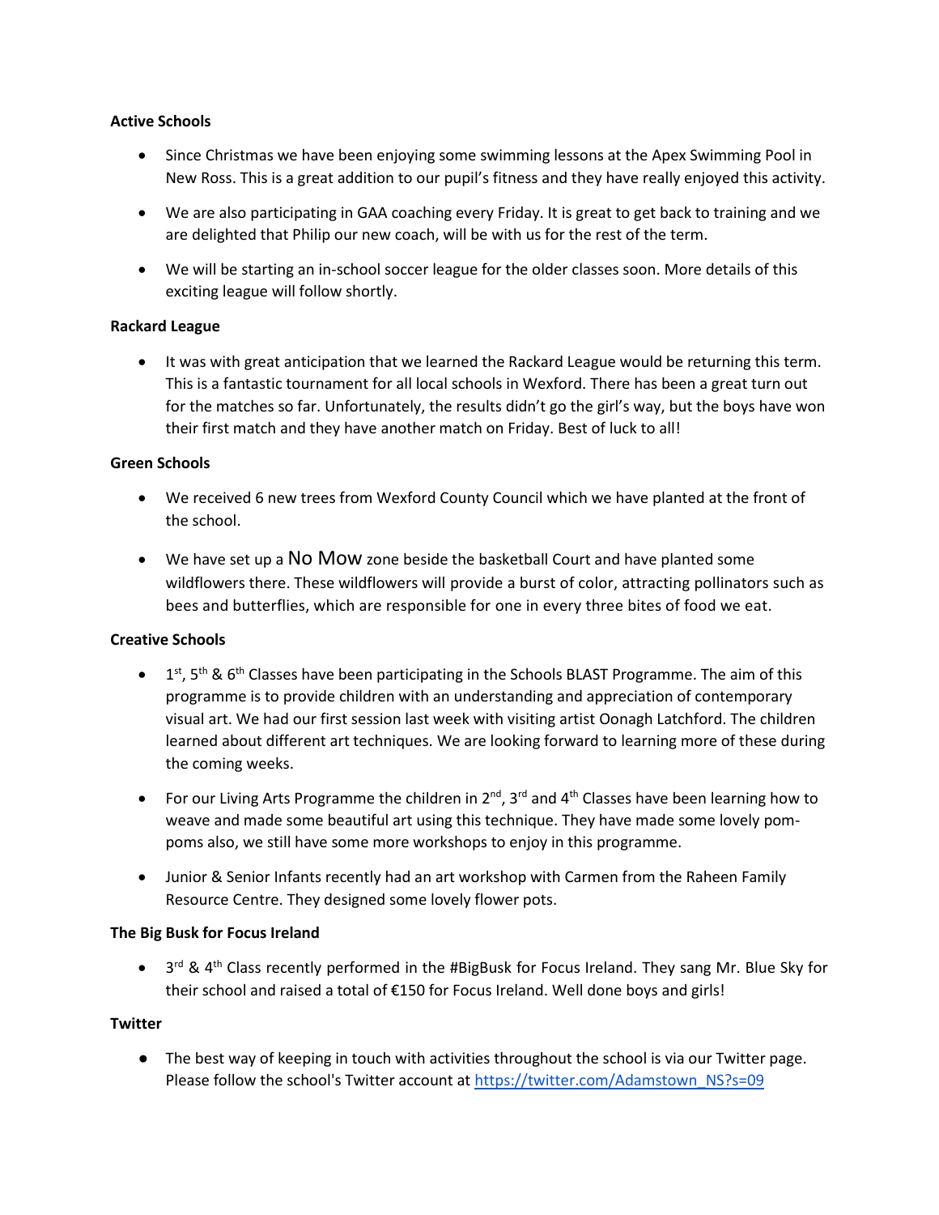**Active Schools**

- Since Christmas we have been enjoying some swimming lessons at the Apex Swimming Pool in New Ross. This is a great addition to our pupil's fitness and they have really enjoyed this activity.
- We are also participating in GAA coaching every Friday. It is great to get back to training and we are delighted that Philip our new coach, will be with us for the rest of the term.
- We will be starting an in-school soccer league for the older classes soon. More details of this exciting league will follow shortly.

**Rackard League**

- It was with great anticipation that we learned the Rackard League would be returning this term. This is a fantastic tournament for all local schools in Wexford. There has been a great turn out for the matches so far. Unfortunately, the results didn't go the girl's way, but the boys have won their first match and they have another match on Friday. Best of luck to all!

**Green Schools**

- We received 6 new trees from Wexford County Council which we have planted at the front of the school.
- We have set up a No Mow zone beside the basketball Court and have planted some wildflowers there. These wildflowers will provide a burst of color, attracting pollinators such as bees and butterflies, which are responsible for one in every three bites of food we eat.

**Creative Schools**

- 1st, 5th & 6th Classes have been participating in the Schools BLAST Programme. The aim of this programme is to provide children with an understanding and appreciation of contemporary visual art. We had our first session last week with visiting artist Oonagh Latchford. The children learned about different art techniques. We are looking forward to learning more of these during the coming weeks.
- For our Living Arts Programme the children in 2nd, 3rd and 4th Classes have been learning how to weave and made some beautiful art using this technique. They have made some lovely pom-poms also, we still have some more workshops to enjoy in this programme.
- Junior & Senior Infants recently had an art workshop with Carmen from the Raheen Family Resource Centre. They designed some lovely flower pots.

**The Big Busk for Focus Ireland**

- 3rd & 4th Class recently performed in the #BigBusk for Focus Ireland. They sang Mr. Blue Sky for their school and raised a total of €150 for Focus Ireland. Well done boys and girls!

**Twitter**

- The best way of keeping in touch with activities throughout the school is via our Twitter page. Please follow the school's Twitter account at https://twitter.com/Adamstown_NS?s=09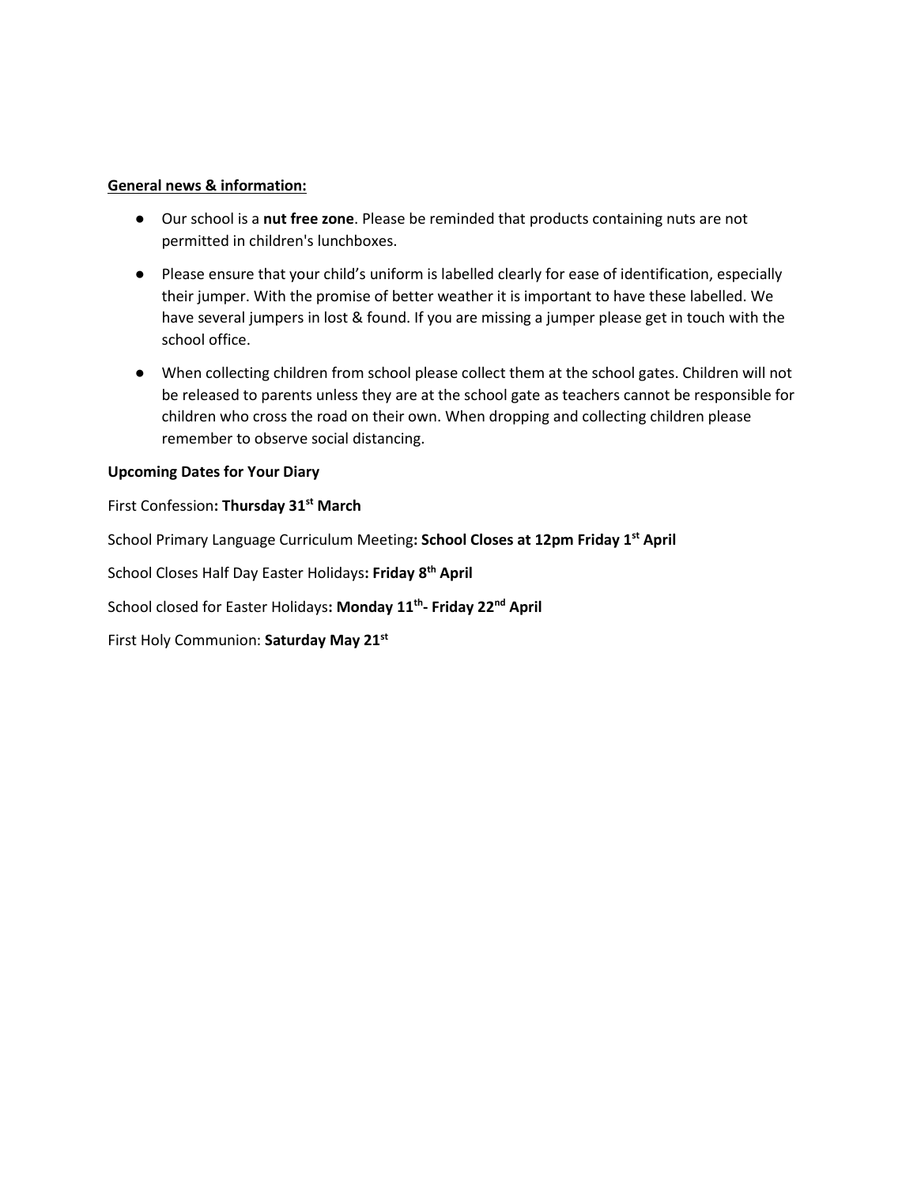**General news & information:**

- Our school is a **nut free zone**. Please be reminded that products containing nuts are not permitted in children's lunchboxes.
- Please ensure that your child's uniform is labelled clearly for ease of identification, especially their jumper. With the promise of better weather it is important to have these labelled. We have several jumpers in lost & found. If you are missing a jumper please get in touch with the school office.
- When collecting children from school please collect them at the school gates. Children will not be released to parents unless they are at the school gate as teachers cannot be responsible for children who cross the road on their own. When dropping and collecting children please remember to observe social distancing.

**Upcoming Dates for Your Diary**

First Confession**: Thursday 31st March**

School Primary Language Curriculum Meeting**: School Closes at 12pm Friday 1st April**

School Closes Half Day Easter Holidays**: Friday 8th April**

School closed for Easter Holidays**: Monday 11th- Friday 22nd April**

First Holy Communion: **Saturday May 21st**